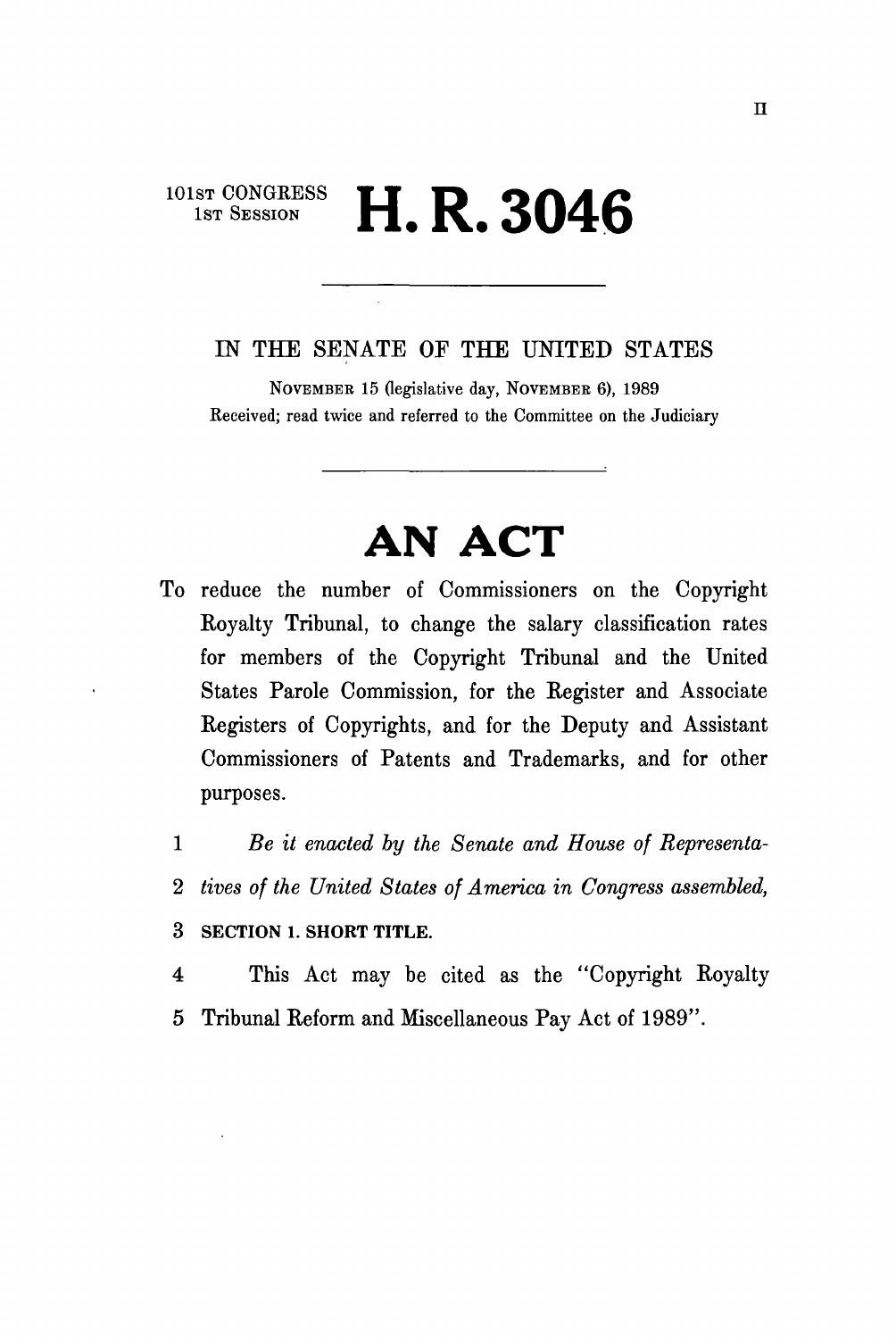101ST CONGRESS
1ST SESSION

# H. R. 3046

IN THE SENATE OF THE UNITED STATES

NOVEMBER 15 (legislative day, NOVEMBER 6), 1989

Received; read twice and referred to the Committee on the Judiciary

# AN ACT

To reduce the number of Commissioners on the Copyright Royalty Tribunal, to change the salary classification rates for members of the Copyright Tribunal and the United States Parole Commission, for the Register and Associate Registers of Copyrights, and for the Deputy and Assistant Commissioners of Patents and Trademarks, and for other purposes.

1 *Be it enacted by the Senate and House of Representa-*
2 *tives of the United States of America in Congress assembled,*
3 **SECTION 1. SHORT TITLE.**
4 This Act may be cited as the "Copyright Royalty
5 Tribunal Reform and Miscellaneous Pay Act of 1989".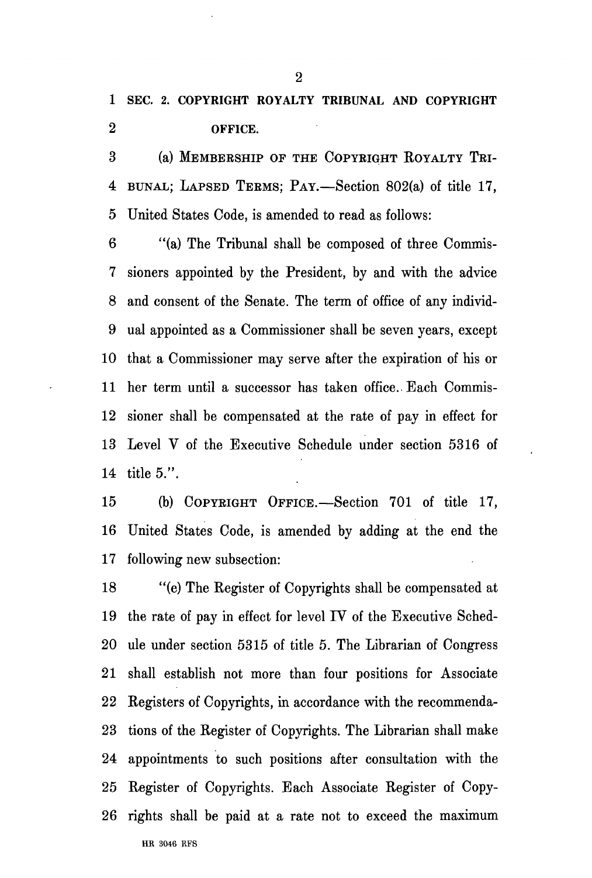**SEC. 2. COPYRIGHT ROYALTY TRIBUNAL AND COPYRIGHT OFFICE.**

(a) MEMBERSHIP OF THE COPYRIGHT ROYALTY TRIBUNAL; LAPSED TERMS; PAY.—Section 802(a) of title 17, United States Code, is amended to read as follows:

"(a) The Tribunal shall be composed of three Commissioners appointed by the President, by and with the advice and consent of the Senate. The term of office of any individual appointed as a Commissioner shall be seven years, except that a Commissioner may serve after the expiration of his or her term until a successor has taken office. Each Commissioner shall be compensated at the rate of pay in effect for Level V of the Executive Schedule under section 5316 of title 5.".

(b) COPYRIGHT OFFICE.—Section 701 of title 17, United States Code, is amended by adding at the end the following new subsection:

"(e) The Register of Copyrights shall be compensated at the rate of pay in effect for level IV of the Executive Schedule under section 5315 of title 5. The Librarian of Congress shall establish not more than four positions for Associate Registers of Copyrights, in accordance with the recommendations of the Register of Copyrights. The Librarian shall make appointments to such positions after consultation with the Register of Copyrights. Each Associate Register of Copyrights shall be paid at a rate not to exceed the maximum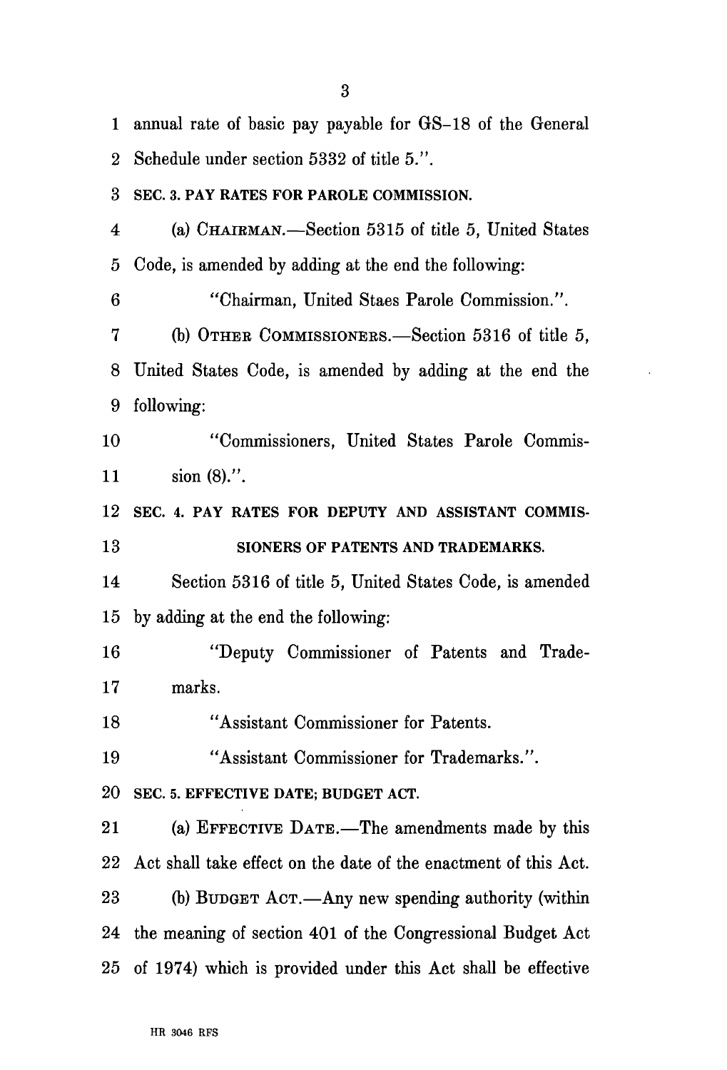annual rate of basic pay payable for GS–18 of the General Schedule under section 5332 of title 5.".

**SEC. 3. PAY RATES FOR PAROLE COMMISSION.**

(a) CHAIRMAN.—Section 5315 of title 5, United States Code, is amended by adding at the end the following:

"Chairman, United Staes Parole Commission.".

(b) OTHER COMMISSIONERS.—Section 5316 of title 5, United States Code, is amended by adding at the end the following:

"Commissioners, United States Parole Commission (8).".

**SEC. 4. PAY RATES FOR DEPUTY AND ASSISTANT COMMISSIONERS OF PATENTS AND TRADEMARKS.**

Section 5316 of title 5, United States Code, is amended by adding at the end the following:

"Deputy Commissioner of Patents and Trademarks.

"Assistant Commissioner for Patents.

"Assistant Commissioner for Trademarks.".

**SEC. 5. EFFECTIVE DATE; BUDGET ACT.**

(a) EFFECTIVE DATE.—The amendments made by this Act shall take effect on the date of the enactment of this Act.

(b) BUDGET ACT.—Any new spending authority (within the meaning of section 401 of the Congressional Budget Act of 1974) which is provided under this Act shall be effective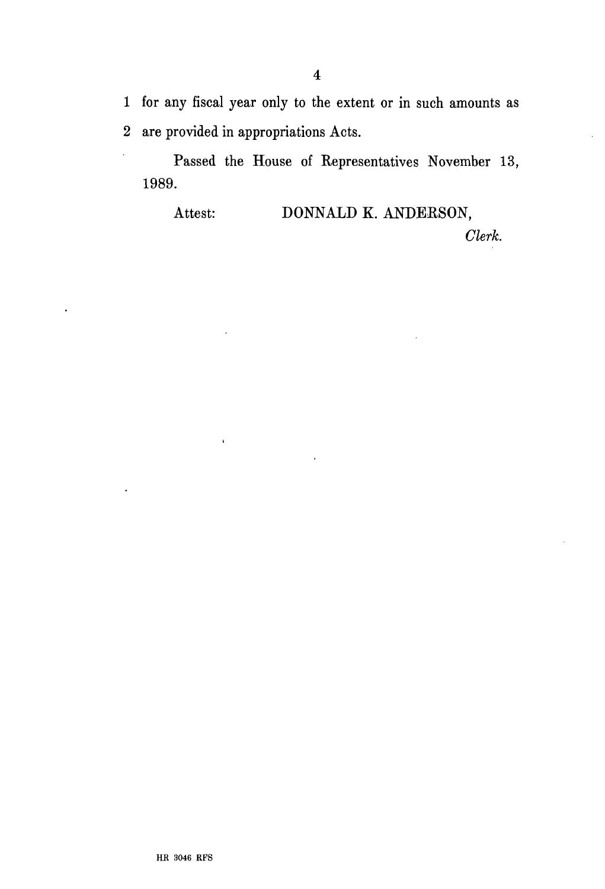1 for any fiscal year only to the extent or in such amounts as
2 are provided in appropriations Acts.

Passed the House of Representatives November 13, 1989.

Attest: DONNALD K. ANDERSON,

*Clerk.*

HR 3046 RFS